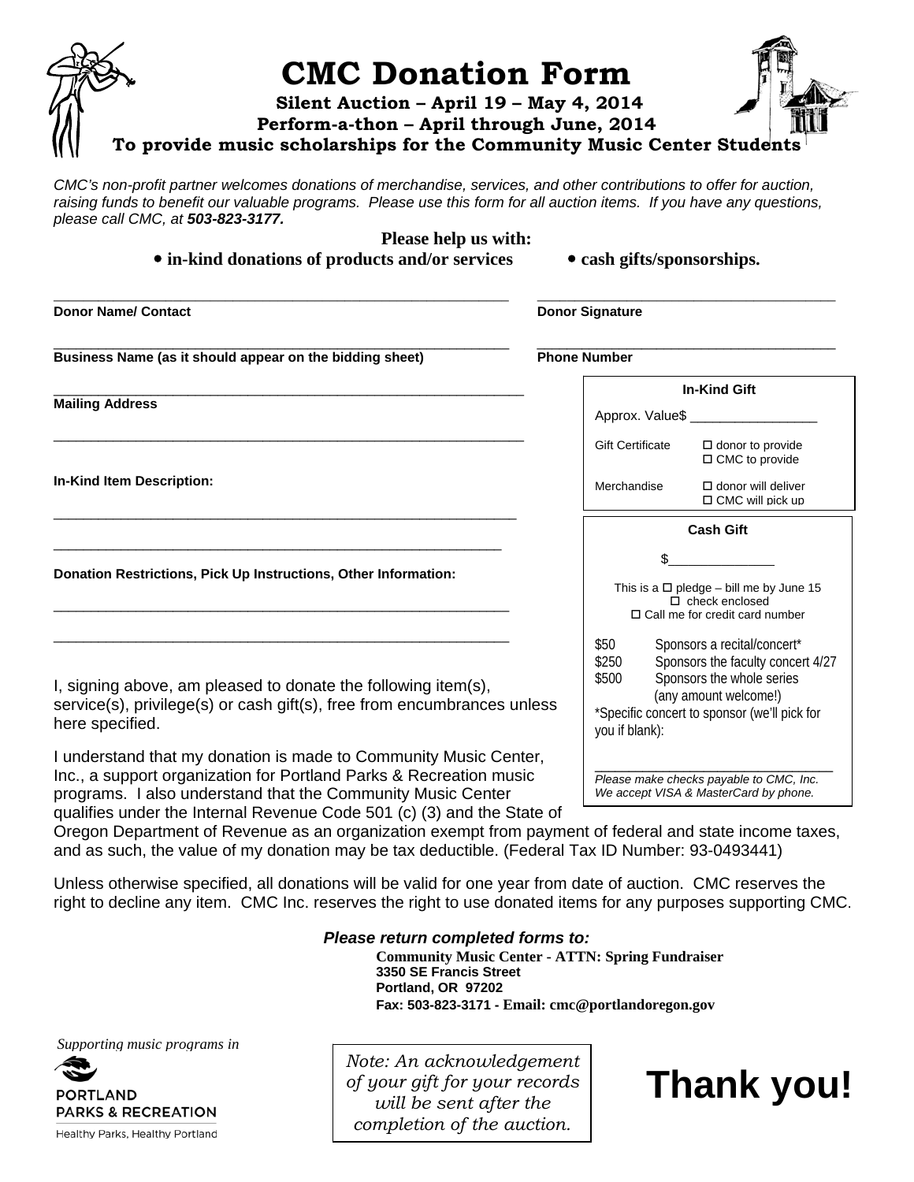# CMC Donation Form

**Silent Auction – April 19 – May 4, 2014**
**Perform-a-thon – April through June, 2014**
**To provide music scholarships for the Community Music Center Students**

*CMC's non-profit partner welcomes donations of merchandise, services, and other contributions to offer for auction, raising funds to benefit our valuable programs. Please use this form for all auction items. If you have any questions, please call CMC, at* ***503-823-3177.***

**Please help us with:**

- **in-kind donations of products and/or services**
- **cash gifts/sponsorships.**

______________________________ **Donor Name/ Contact**

______________________________ **Donor Signature**

______________________________ **Business Name (as it should appear on the bidding sheet)**

______________________________ **Phone Number**

______________________________ **Mailing Address**

______________________________

**In-Kind Item Description:**

______________________________

______________________________

**Donation Restrictions, Pick Up Instructions, Other Information:**

______________________________

______________________________

**In-Kind Gift**

Approx. Value$ _________________

Gift Certificate ☐ donor to provide ☐ CMC to provide

Merchandise ☐ donor will deliver ☐ CMC will pick up

**Cash Gift**

$_______________

This is a ☐ pledge – bill me by June 15
☐ check enclosed
☐ Call me for credit card number

| | |
|---|---|
| $50 | Sponsors a recital/concert* |
| $250 | Sponsors the faculty concert 4/27 |
| $500 | Sponsors the whole series |
| | (any amount welcome!) |

*Specific concert to sponsor (we'll pick for you if blank):

______________________________

*Please make checks payable to CMC, Inc. We accept VISA & MasterCard by phone.*

I, signing above, am pleased to donate the following item(s), service(s), privilege(s) or cash gift(s), free from encumbrances unless here specified.

I understand that my donation is made to Community Music Center, Inc., a support organization for Portland Parks & Recreation music programs. I also understand that the Community Music Center qualifies under the Internal Revenue Code 501 (c) (3) and the State of Oregon Department of Revenue as an organization exempt from payment of federal and state income taxes, and as such, the value of my donation may be tax deductible. (Federal Tax ID Number: 93-0493441)

Unless otherwise specified, all donations will be valid for one year from date of auction. CMC reserves the right to decline any item. CMC Inc. reserves the right to use donated items for any purposes supporting CMC.

***Please return completed forms to:***

**Community Music Center - ATTN: Spring Fundraiser**
**3350 SE Francis Street**
**Portland, OR 97202**
**Fax: 503-823-3171 - Email: cmc@portlandoregon.gov**

*Supporting music programs in*

PORTLAND PARKS & RECREATION
Healthy Parks, Healthy Portland

*Note: An acknowledgement of your gift for your records will be sent after the completion of the auction.*

# Thank you!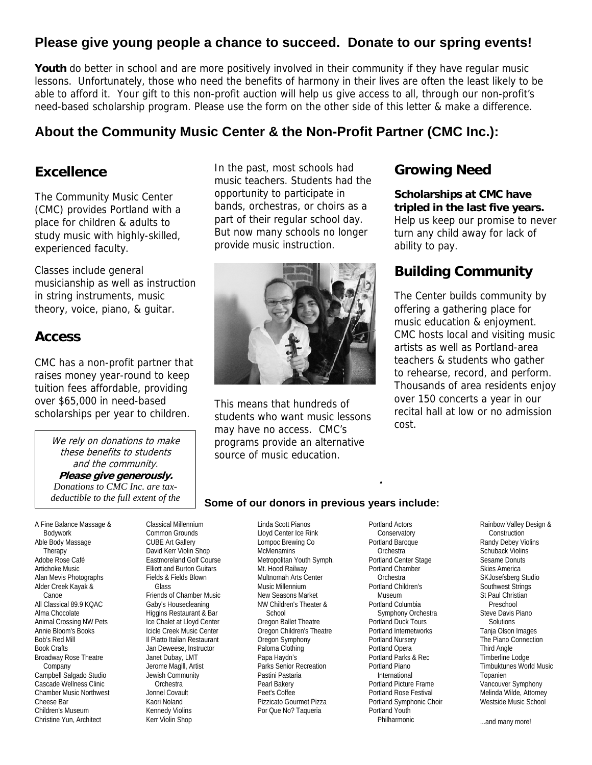## Please give young people a chance to succeed. Donate to our spring events!

**Youth** do better in school and are more positively involved in their community if they have regular music lessons. Unfortunately, those who need the benefits of harmony in their lives are often the least likely to be able to afford it. Your gift to this non-profit auction will help us give access to all, through our non-profit's need-based scholarship program. Please use the form on the other side of this letter & make a difference.

## About the Community Music Center & the Non-Profit Partner (CMC Inc.):

### Excellence

The Community Music Center (CMC) provides Portland with a place for children & adults to study music with highly-skilled, experienced faculty.

Classes include general musicianship as well as instruction in string instruments, music theory, voice, piano, & guitar.

### Access

CMC has a non-profit partner that raises money year-round to keep tuition fees affordable, providing over $65,000 in need-based scholarships per year to children.

*We rely on donations to make these benefits to students and the community.*
***Please give generously.***
*Donations to CMC Inc. are tax-deductible to the full extent of the*

In the past, most schools had music teachers. Students had the opportunity to participate in bands, orchestras, or choirs as a part of their regular school day. But now many schools no longer provide music instruction.

This means that hundreds of students who want music lessons may have no access. CMC's programs provide an alternative source of music education.

### Growing Need

**Scholarships at CMC have tripled in the last five years.** Help us keep our promise to never turn any child away for lack of ability to pay.

### Building Community

The Center builds community by offering a gathering place for music education & enjoyment. CMC hosts local and visiting music artists as well as Portland-area teachers & students who gather to rehearse, record, and perform. Thousands of area residents enjoy over 150 concerts a year in our recital hall at low or no admission cost.

**Some of our donors in previous years include:**

A Fine Balance Massage & Bodywork
Able Body Massage Therapy
Adobe Rose Café
Artichoke Music
Alan Mevis Photographs
Alder Creek Kayak & Canoe
All Classical 89.9 KQAC
Alma Chocolate
Animal Crossing NW Pets
Annie Bloom's Books
Bob's Red Mill
Book Crafts
Broadway Rose Theatre Company
Campbell Salgado Studio
Cascade Wellness Clinic
Chamber Music Northwest
Cheese Bar
Children's Museum
Christine Yun, Architect
Classical Millennium
Common Grounds
CUBE Art Gallery
David Kerr Violin Shop
Eastmoreland Golf Course
Elliott and Burton Guitars
Fields & Fields Blown Glass
Friends of Chamber Music
Gaby's Housecleaning
Higgins Restaurant & Bar
Ice Chalet at Lloyd Center
Icicle Creek Music Center
Il Piatto Italian Restaurant
Jan Deweese, Instructor
Janet Dubay, LMT
Jerome Magill, Artist
Jewish Community Orchestra
Jonnel Covault
Kaori Noland
Kennedy Violins
Kerr Violin Shop
Linda Scott Pianos
Lloyd Center Ice Rink
Lompoc Brewing Co
McMenamins
Metropolitan Youth Symph.
Mt. Hood Railway
Multnomah Arts Center
Music Millennium
New Seasons Market
NW Children's Theater & School
Oregon Ballet Theatre
Oregon Children's Theatre
Oregon Symphony
Paloma Clothing
Papa Haydn's
Parks Senior Recreation
Pastini Pastaria
Pearl Bakery
Peet's Coffee
Pizzicato Gourmet Pizza
Por Que No? Taqueria
Portland Actors Conservatory
Portland Baroque Orchestra
Portland Center Stage
Portland Chamber Orchestra
Portland Children's Museum
Portland Columbia Symphony Orchestra
Portland Duck Tours
Portland Internetworks
Portland Nursery
Portland Opera
Portland Parks & Rec
Portland Piano International
Portland Picture Frame
Portland Rose Festival
Portland Symphonic Choir
Portland Youth Philharmonic
Rainbow Valley Design & Construction
Randy Debey Violins
Schuback Violins
Sesame Donuts
Skies America
SKJosefsberg Studio
Southwest Strings
St Paul Christian Preschool
Steve Davis Piano Solutions
Tanja Olson Images
The Piano Connection
Third Angle
Timberline Lodge
Timbuktunes World Music
Topanien
Vancouver Symphony
Melinda Wilde, Attorney
Westside Music School

...and many more!